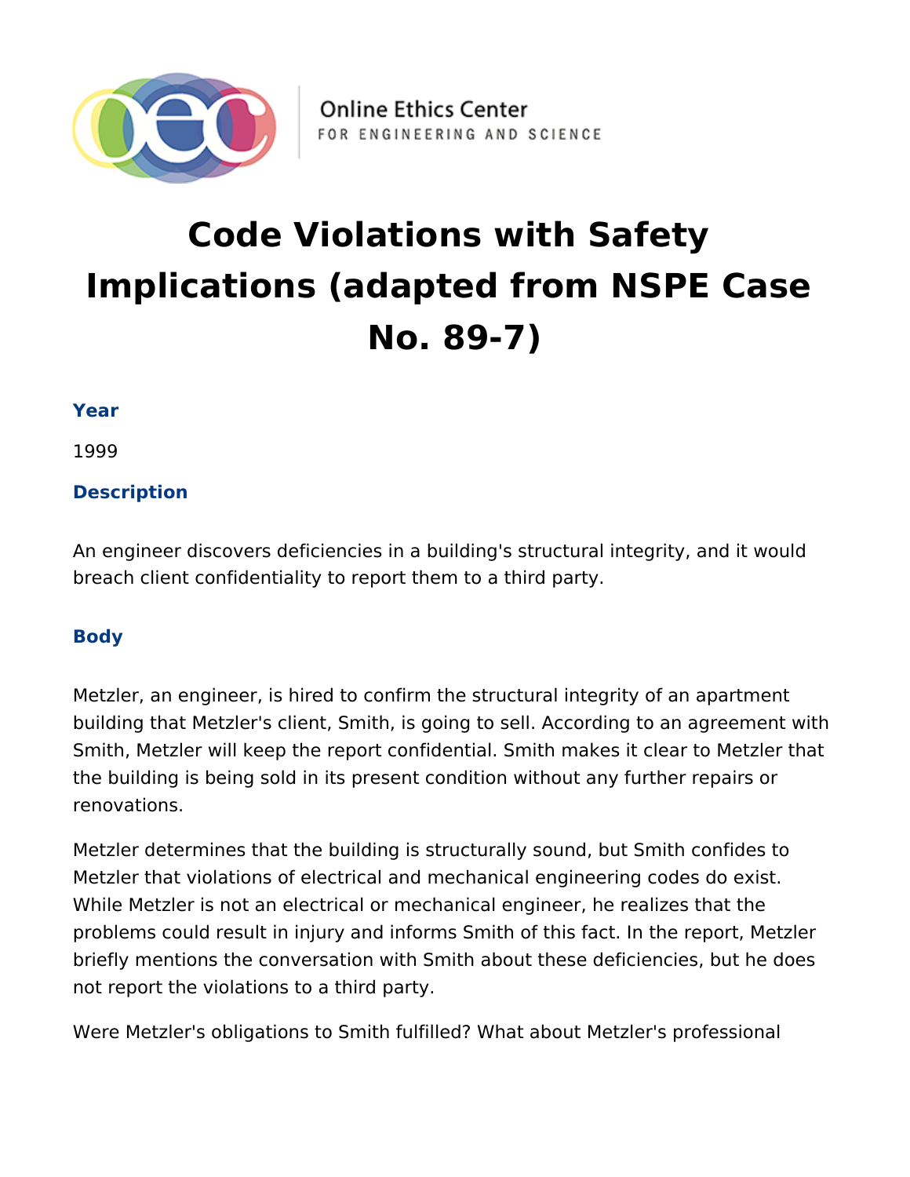Online Ethics Center
FOR ENGINEERING AND SCIENCE

# Code Violations with Safety Implications (adapted from NSPE Case No. 89-7)

### Year

1999

### Description

An engineer discovers deficiencies in a building's structural integrity, and it would breach client confidentiality to report them to a third party.

### Body

Metzler, an engineer, is hired to confirm the structural integrity of an apartment building that Metzler's client, Smith, is going to sell. According to an agreement with Smith, Metzler will keep the report confidential. Smith makes it clear to Metzler that the building is being sold in its present condition without any further repairs or renovations.

Metzler determines that the building is structurally sound, but Smith confides to Metzler that violations of electrical and mechanical engineering codes do exist. While Metzler is not an electrical or mechanical engineer, he realizes that the problems could result in injury and informs Smith of this fact. In the report, Metzler briefly mentions the conversation with Smith about these deficiencies, but he does not report the violations to a third party.

Were Metzler's obligations to Smith fulfilled? What about Metzler's professional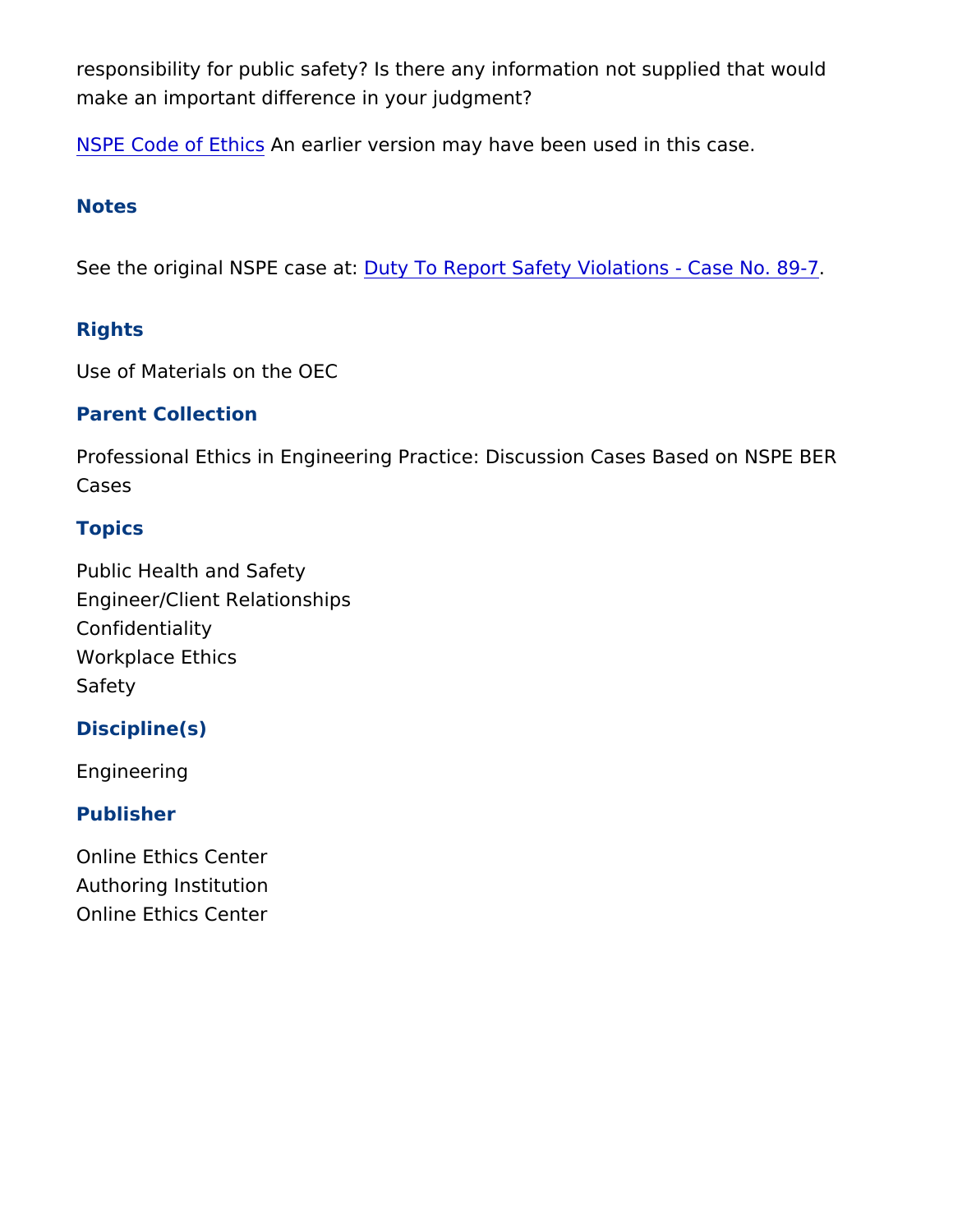responsibility for public safety? Is there any information not supplied that would make an important difference in your judgment?

NSPE Code of Ethics An earlier version may have been used in this case.

### Notes

See the original NSPE case at: Duty To Report Safety Violations - Case No. 89-7.

### Rights

Use of Materials on the OEC

### Parent Collection

Professional Ethics in Engineering Practice: Discussion Cases Based on NSPE BER Cases

### Topics

Public Health and Safety
Engineer/Client Relationships
Confidentiality
Workplace Ethics
Safety

### Discipline(s)

Engineering

### Publisher

Online Ethics Center
Authoring Institution
Online Ethics Center